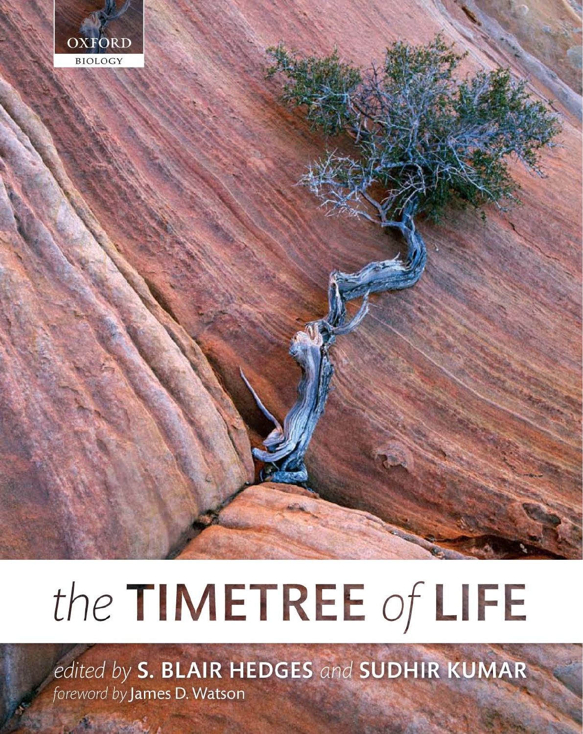OXFORD
BIOLOGY

# *the* TIMETREE *of* LIFE

*edited by* **S. BLAIR HEDGES** *and* **SUDHIR KUMAR**

*foreword by* James D. Watson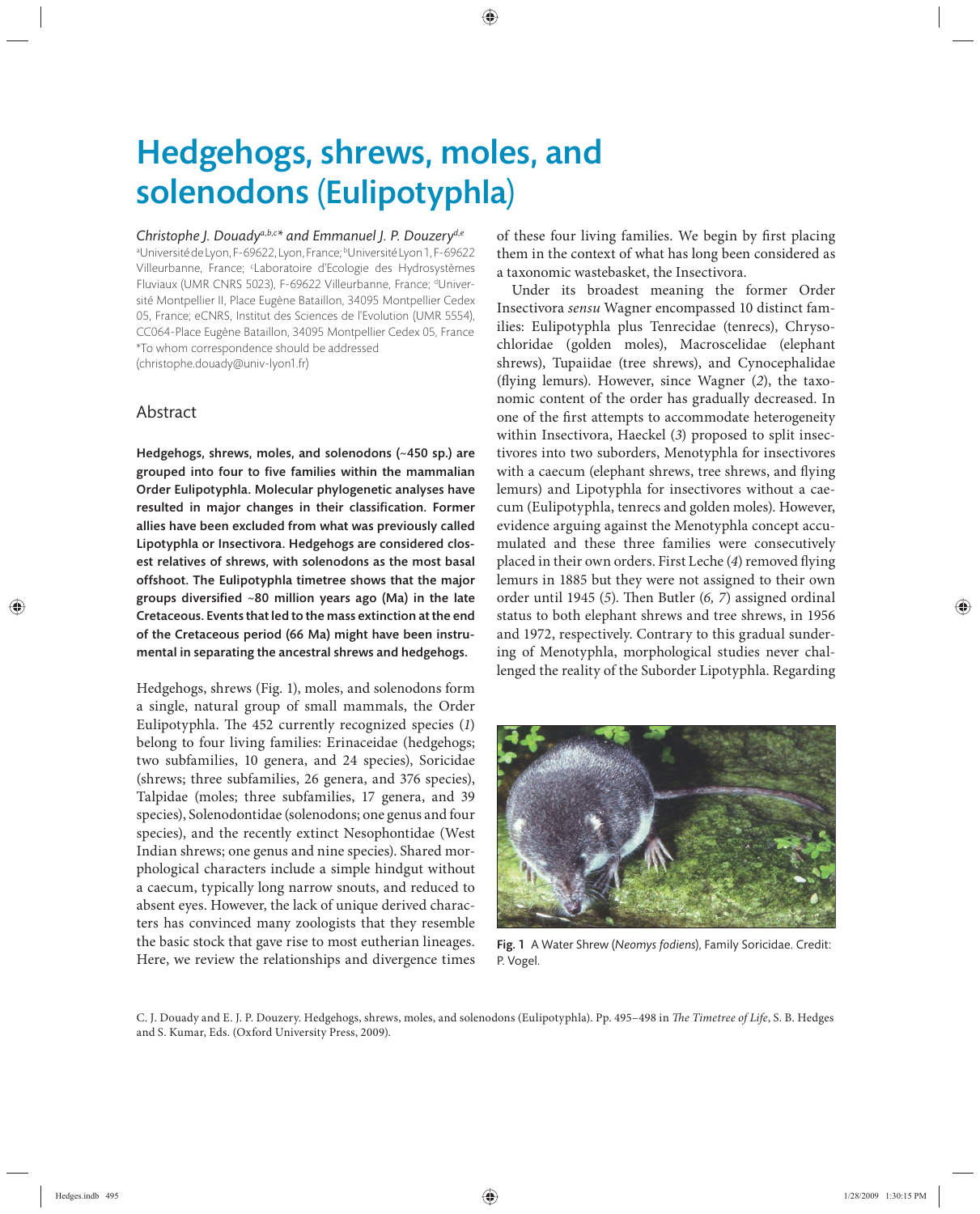# Hedgehogs, shrews, moles, and solenodons (Eulipotyphla)

*Christophe J. Douady*[a,b,c*] *and Emmanuel J. P. Douzery*[d,e]

[a]Université de Lyon, F-69622, Lyon, France; [b]Université Lyon 1, F-69622 Villeurbanne, France; [c]Laboratoire d'Ecologie des Hydrosystèmes Fluviaux (UMR CNRS 5023), F-69622 Villeurbanne, France; [d]Université Montpellier II, Place Eugène Bataillon, 34095 Montpellier Cedex 05, France; eCNRS, Institut des Sciences de l'Evolution (UMR 5554), CC064-Place Eugène Bataillon, 34095 Montpellier Cedex 05, France

*To whom correspondence should be addressed (christophe.douady@univ-lyon1.fr)

## Abstract

**Hedgehogs, shrews, moles, and solenodons (~450 sp.) are grouped into four to five families within the mammalian Order Eulipotyphla. Molecular phylogenetic analyses have resulted in major changes in their classification. Former allies have been excluded from what was previously called Lipotyphla or Insectivora. Hedgehogs are considered closest relatives of shrews, with solenodons as the most basal offshoot. The Eulipotyphla timetree shows that the major groups diversified ~80 million years ago (Ma) in the late Cretaceous. Events that led to the mass extinction at the end of the Cretaceous period (66 Ma) might have been instrumental in separating the ancestral shrews and hedgehogs.**

Hedgehogs, shrews (Fig. 1), moles, and solenodons form a single, natural group of small mammals, the Order Eulipotyphla. The 452 currently recognized species (*1*) belong to four living families: Erinaceidae (hedgehogs; two subfamilies, 10 genera, and 24 species), Soricidae (shrews; three subfamilies, 26 genera, and 376 species), Talpidae (moles; three subfamilies, 17 genera, and 39 species), Solenodontidae (solenodons; one genus and four species), and the recently extinct Nesophontidae (West Indian shrews; one genus and nine species). Shared morphological characters include a simple hindgut without a caecum, typically long narrow snouts, and reduced to absent eyes. However, the lack of unique derived characters has convinced many zoologists that they resemble the basic stock that gave rise to most eutherian lineages. Here, we review the relationships and divergence times of these four living families. We begin by first placing them in the context of what has long been considered as a taxonomic wastebasket, the Insectivora.

Under its broadest meaning the former Order Insectivora *sensu* Wagner encompassed 10 distinct families: Eulipotyphla plus Tenrecidae (tenrecs), Chrysochloridae (golden moles), Macroscelidae (elephant shrews), Tupaiidae (tree shrews), and Cynocephalidae (flying lemurs). However, since Wagner (*2*), the taxonomic content of the order has gradually decreased. In one of the first attempts to accommodate heterogeneity within Insectivora, Haeckel (*3*) proposed to split insectivores into two suborders, Menotyphla for insectivores with a caecum (elephant shrews, tree shrews, and flying lemurs) and Lipotyphla for insectivores without a caecum (Eulipotyphla, tenrecs and golden moles). However, evidence arguing against the Menotyphla concept accumulated and these three families were consecutively placed in their own orders. First Leche (*4*) removed flying lemurs in 1885 but they were not assigned to their own order until 1945 (*5*). Then Butler (*6, 7*) assigned ordinal status to both elephant shrews and tree shrews, in 1956 and 1972, respectively. Contrary to this gradual sundering of Menotyphla, morphological studies never challenged the reality of the Suborder Lipotyphla. Regarding

Fig. 1 A Water Shrew (*Neomys fodiens*), Family Soricidae. Credit: P. Vogel.

C. J. Douady and E. J. P. Douzery. Hedgehogs, shrews, moles, and solenodons (Eulipotyphla). Pp. 495–498 in *The Timetree of Life*, S. B. Hedges and S. Kumar, Eds. (Oxford University Press, 2009).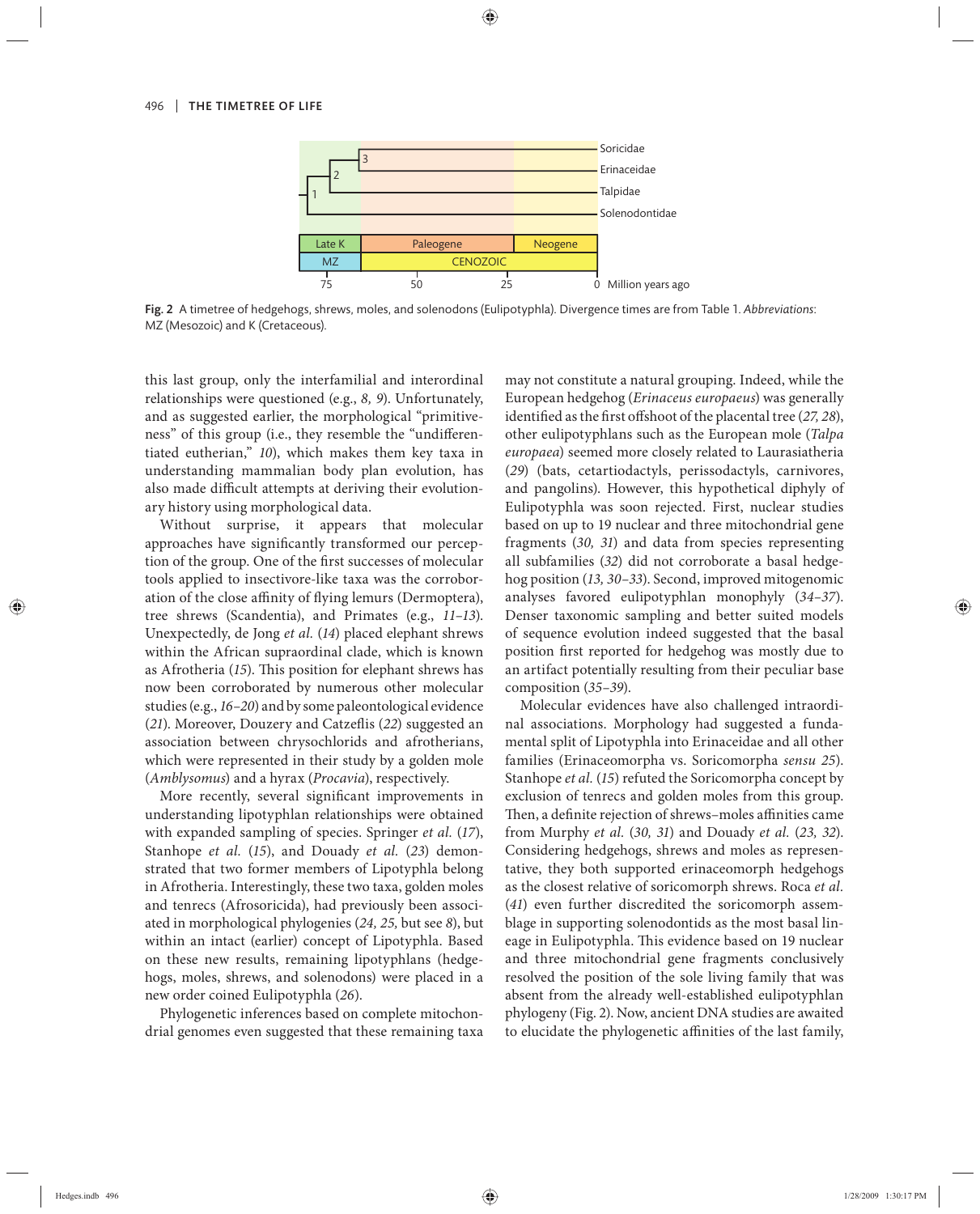Fig. 2 A timetree of hedgehogs, shrews, moles, and solenodons (Eulipotyphla). Divergence times are from Table 1. *Abbreviations*: MZ (Mesozoic) and K (Cretaceous).

this last group, only the interfamilial and interordinal relationships were questioned (e.g., *8, 9*). Unfortunately, and as suggested earlier, the morphological "primitiveness" of this group (i.e., they resemble the "undifferentiated eutherian," *10*), which makes them key taxa in understanding mammalian body plan evolution, has also made difficult attempts at deriving their evolutionary history using morphological data.

Without surprise, it appears that molecular approaches have significantly transformed our perception of the group. One of the first successes of molecular tools applied to insectivore-like taxa was the corroboration of the close affinity of flying lemurs (Dermoptera), tree shrews (Scandentia), and Primates (e.g., *11–13*). Unexpectedly, de Jong *et al.* (*14*) placed elephant shrews within the African supraordinal clade, which is known as Afrotheria (*15*). This position for elephant shrews has now been corroborated by numerous other molecular studies (e.g., *16–20*) and by some paleontological evidence (*21*). Moreover, Douzery and Catzeflis (*22*) suggested an association between chrysochlorids and afrotherians, which were represented in their study by a golden mole (*Amblysomus*) and a hyrax (*Procavia*), respectively.

More recently, several significant improvements in understanding lipotyphlan relationships were obtained with expanded sampling of species. Springer *et al.* (*17*), Stanhope *et al.* (*15*), and Douady *et al.* (*23*) demonstrated that two former members of Lipotyphla belong in Afrotheria. Interestingly, these two taxa, golden moles and tenrecs (Afrosoricida), had previously been associated in morphological phylogenies (*24, 25*, but see *8*), but within an intact (earlier) concept of Lipotyphla. Based on these new results, remaining lipotyphlans (hedgehogs, moles, shrews, and solenodons) were placed in a new order coined Eulipotyphla (*26*).

Phylogenetic inferences based on complete mitochondrial genomes even suggested that these remaining taxa may not constitute a natural grouping. Indeed, while the European hedgehog (*Erinaceus europaeus*) was generally identified as the first offshoot of the placental tree (*27, 28*), other eulipotyphlans such as the European mole (*Talpa europaea*) seemed more closely related to Laurasiatheria (*29*) (bats, cetartiodactyls, perissodactyls, carnivores, and pangolins). However, this hypothetical diphyly of Eulipotyphla was soon rejected. First, nuclear studies based on up to 19 nuclear and three mitochondrial gene fragments (*30, 31*) and data from species representing all subfamilies (*32*) did not corroborate a basal hedgehog position (*13, 30–33*). Second, improved mitogenomic analyses favored eulipotyphlan monophyly (*34–37*). Denser taxonomic sampling and better suited models of sequence evolution indeed suggested that the basal position first reported for hedgehog was mostly due to an artifact potentially resulting from their peculiar base composition (*35–39*).

Molecular evidences have also challenged intraordinal associations. Morphology had suggested a fundamental split of Lipotyphla into Erinaceidae and all other families (Erinaceomorpha vs. Soricomorpha *sensu 25*). Stanhope *et al.* (*15*) refuted the Soricomorpha concept by exclusion of tenrecs and golden moles from this group. Then, a definite rejection of shrews–moles affinities came from Murphy *et al.* (*30, 31*) and Douady *et al.* (*23, 32*). Considering hedgehogs, shrews and moles as representative, they both supported erinaceomorph hedgehogs as the closest relative of soricomorph shrews. Roca *et al.* (*41*) even further discredited the soricomorph assemblage in supporting solenodontids as the most basal lineage in Eulipotyphla. This evidence based on 19 nuclear and three mitochondrial gene fragments conclusively resolved the position of the sole living family that was absent from the already well-established eulipotyphlan phylogeny (Fig. 2). Now, ancient DNA studies are awaited to elucidate the phylogenetic affinities of the last family,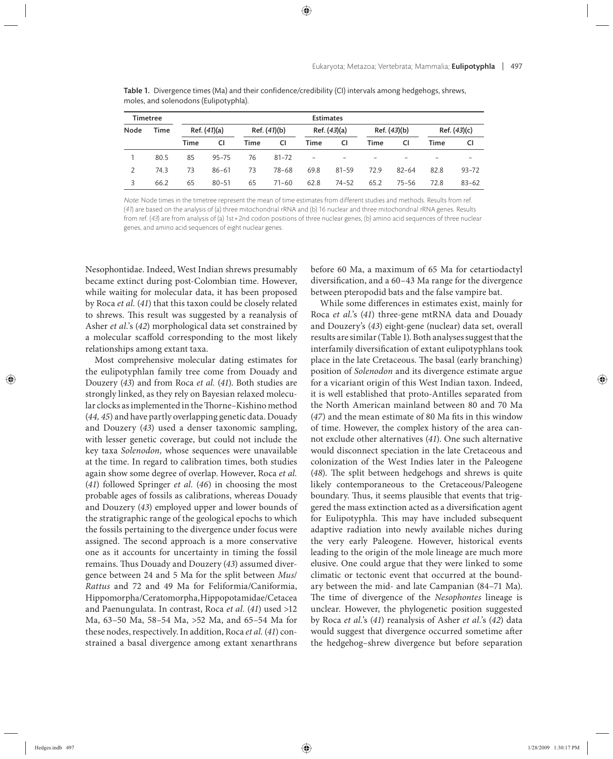**Table 1.** Divergence times (Ma) and their confidence/credibility (CI) intervals among hedgehogs, shrews, moles, and solenodons (Eulipotyphla).

| Timetree | | Estimates | | | | | | | | | |
|---|---|---|---|---|---|---|---|---|---|---|---|
| Node | Time | Ref. (*41*)(a) | | Ref. (*41*)(b) | | Ref. (*43*)(a) | | Ref. (*43*)(b) | | Ref. (*43*)(c) | |
| | | Time | CI | Time | CI | Time | CI | Time | CI | Time | CI |
| 1 | 80.5 | 85 | 95–75 | 76 | 81–72 | – | – | – | – | – | – |
| 2 | 74.3 | 73 | 86–61 | 73 | 78–68 | 69.8 | 81–59 | 72.9 | 82–64 | 82.8 | 93–72 |
| 3 | 66.2 | 65 | 80–51 | 65 | 71–60 | 62.8 | 74–52 | 65.2 | 75–56 | 72.8 | 83–62 |

*Note*: Node times in the timetree represent the mean of time estimates from different studies and methods. Results from ref. (*41*) are based on the analysis of (a) three mitochondrial rRNA and (b) 16 nuclear and three mitochondrial rRNA genes. Results from ref. (*43*) are from analysis of (a) 1st + 2nd codon positions of three nuclear genes, (b) amino acid sequences of three nuclear genes, and amino acid sequences of eight nuclear genes.

Nesophontidae. Indeed, West Indian shrews presumably became extinct during post-Colombian time. However, while waiting for molecular data, it has been proposed by Roca *et al.* (*41*) that this taxon could be closely related to shrews. This result was suggested by a reanalysis of Asher *et al.*'s (*42*) morphological data set constrained by a molecular scaffold corresponding to the most likely relationships among extant taxa.

Most comprehensive molecular dating estimates for the eulipotyphlan family tree come from Douady and Douzery (*43*) and from Roca *et al.* (*41*). Both studies are strongly linked, as they rely on Bayesian relaxed molecular clocks as implemented in the Thorne–Kishino method (*44, 45*) and have partly overlapping genetic data. Douady and Douzery (*43*) used a denser taxonomic sampling, with lesser genetic coverage, but could not include the key taxa *Solenodon,* whose sequences were unavailable at the time. In regard to calibration times, both studies again show some degree of overlap. However, Roca *et al.* (*41*) followed Springer *et al.* (*46*) in choosing the most probable ages of fossils as calibrations, whereas Douady and Douzery (*43*) employed upper and lower bounds of the stratigraphic range of the geological epochs to which the fossils pertaining to the divergence under focus were assigned. The second approach is a more conservative one as it accounts for uncertainty in timing the fossil remains. Thus Douady and Douzery (*43*) assumed divergence between 24 and 5 Ma for the split between *Mus*/*Rattus* and 72 and 49 Ma for Feliformia/Caniformia, Hippomorpha/Ceratomorpha,Hippopotamidae/Cetacea and Paenungulata. In contrast, Roca *et al.* (*41*) used >12 Ma, 63–50 Ma, 58–54 Ma, >52 Ma, and 65–54 Ma for these nodes, respectively. In addition, Roca *et al.* (*41*) constrained a basal divergence among extant xenarthrans before 60 Ma, a maximum of 65 Ma for cetartiodactyl diversification, and a 60–43 Ma range for the divergence between pteropodid bats and the false vampire bat.

While some differences in estimates exist, mainly for Roca *et al.*'s (*41*) three-gene mtRNA data and Douady and Douzery's (*43*) eight-gene (nuclear) data set, overall results are similar (Table 1). Both analyses suggest that the interfamily diversification of extant eulipotyphlans took place in the late Cretaceous. The basal (early branching) position of *Solenodon* and its divergence estimate argue for a vicariant origin of this West Indian taxon. Indeed, it is well established that proto-Antilles separated from the North American mainland between 80 and 70 Ma (*47*) and the mean estimate of 80 Ma fits in this window of time. However, the complex history of the area cannot exclude other alternatives (*41*). One such alternative would disconnect speciation in the late Cretaceous and colonization of the West Indies later in the Paleogene (*48*). The split between hedgehogs and shrews is quite likely contemporaneous to the Cretaceous/Paleogene boundary. Thus, it seems plausible that events that triggered the mass extinction acted as a diversification agent for Eulipotyphla. This may have included subsequent adaptive radiation into newly available niches during the very early Paleogene. However, historical events leading to the origin of the mole lineage are much more elusive. One could argue that they were linked to some climatic or tectonic event that occurred at the boundary between the mid- and late Campanian (84–71 Ma). The time of divergence of the *Nesophontes* lineage is unclear. However, the phylogenetic position suggested by Roca *et al.*'s (*41*) reanalysis of Asher *et al.*'s (*42*) data would suggest that divergence occurred sometime after the hedgehog–shrew divergence but before separation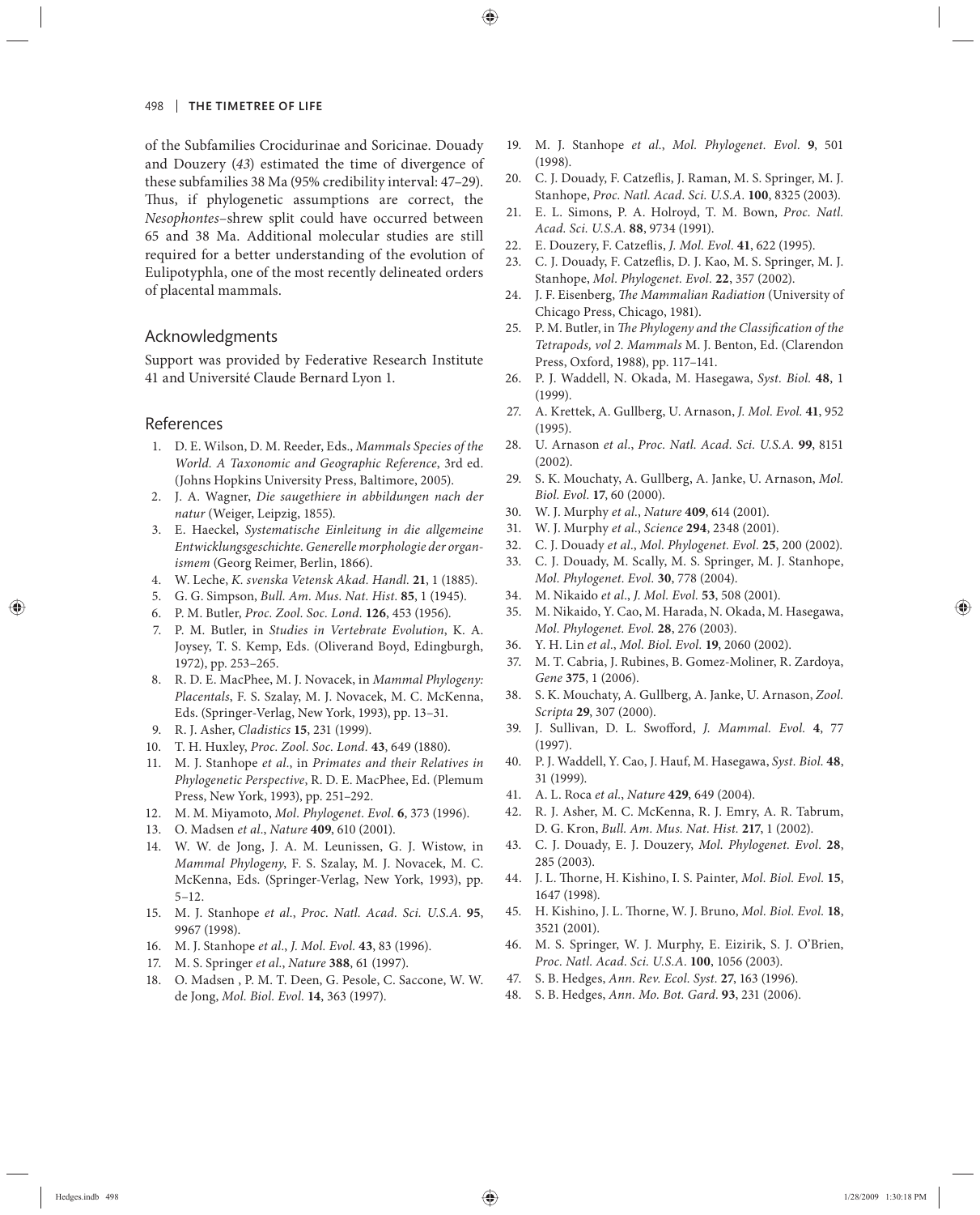of the Subfamilies Crocidurinae and Soricinae. Douady and Douzery (*43*) estimated the time of divergence of these subfamilies 38 Ma (95% credibility interval: 47–29). Thus, if phylogenetic assumptions are correct, the *Nesophontes*–shrew split could have occurred between 65 and 38 Ma. Additional molecular studies are still required for a better understanding of the evolution of Eulipotyphla, one of the most recently delineated orders of placental mammals.

## Acknowledgments

Support was provided by Federative Research Institute 41 and Université Claude Bernard Lyon 1.

## References

1. D. E. Wilson, D. M. Reeder, Eds., *Mammals Species of the World. A Taxonomic and Geographic Reference*, 3rd ed. (Johns Hopkins University Press, Baltimore, 2005).
2. J. A. Wagner, *Die saugethiere in abbildungen nach der natur* (Weiger, Leipzig, 1855).
3. E. Haeckel, *Systematische Einleitung in die allgemeine Entwicklungsgeschichte. Generelle morphologie der organismem* (Georg Reimer, Berlin, 1866).
4. W. Leche, *K. svenska Vetensk Akad. Handl.* **21**, 1 (1885).
5. G. G. Simpson, *Bull. Am. Mus. Nat. Hist.* **85**, 1 (1945).
6. P. M. Butler, *Proc. Zool. Soc. Lond.* **126**, 453 (1956).
7. P. M. Butler, in *Studies in Vertebrate Evolution*, K. A. Joysey, T. S. Kemp, Eds. (Oliverand Boyd, Edingburgh, 1972), pp. 253–265.
8. R. D. E. MacPhee, M. J. Novacek, in *Mammal Phylogeny: Placentals*, F. S. Szalay, M. J. Novacek, M. C. McKenna, Eds. (Springer-Verlag, New York, 1993), pp. 13–31.
9. R. J. Asher, *Cladistics* **15**, 231 (1999).
10. T. H. Huxley, *Proc. Zool. Soc. Lond.* **43**, 649 (1880).
11. M. J. Stanhope *et al.*, in *Primates and their Relatives in Phylogenetic Perspective*, R. D. E. MacPhee, Ed. (Plemum Press, New York, 1993), pp. 251–292.
12. M. M. Miyamoto, *Mol. Phylogenet. Evol.* **6**, 373 (1996).
13. O. Madsen *et al.*, *Nature* **409**, 610 (2001).
14. W. W. de Jong, J. A. M. Leunissen, G. J. Wistow, in *Mammal Phylogeny*, F. S. Szalay, M. J. Novacek, M. C. McKenna, Eds. (Springer-Verlag, New York, 1993), pp. 5–12.
15. M. J. Stanhope *et al.*, *Proc. Natl. Acad. Sci. U.S.A.* **95**, 9967 (1998).
16. M. J. Stanhope *et al.*, *J. Mol. Evol.* **43**, 83 (1996).
17. M. S. Springer *et al.*, *Nature* **388**, 61 (1997).
18. O. Madsen , P. M. T. Deen, G. Pesole, C. Saccone, W. W. de Jong, *Mol. Biol. Evol.* **14**, 363 (1997).
19. M. J. Stanhope *et al.*, *Mol. Phylogenet. Evol.* **9**, 501 (1998).
20. C. J. Douady, F. Catzeflis, J. Raman, M. S. Springer, M. J. Stanhope, *Proc. Natl. Acad. Sci. U.S.A.* **100**, 8325 (2003).
21. E. L. Simons, P. A. Holroyd, T. M. Bown, *Proc. Natl. Acad. Sci. U.S.A.* **88**, 9734 (1991).
22. E. Douzery, F. Catzeflis, *J. Mol. Evol.* **41**, 622 (1995).
23. C. J. Douady, F. Catzeflis, D. J. Kao, M. S. Springer, M. J. Stanhope, *Mol. Phylogenet. Evol.* **22**, 357 (2002).
24. J. F. Eisenberg, *The Mammalian Radiation* (University of Chicago Press, Chicago, 1981).
25. P. M. Butler, in *The Phylogeny and the Classification of the Tetrapods, vol 2. Mammals* M. J. Benton, Ed. (Clarendon Press, Oxford, 1988), pp. 117–141.
26. P. J. Waddell, N. Okada, M. Hasegawa, *Syst. Biol.* **48**, 1 (1999).
27. A. Krettek, A. Gullberg, U. Arnason, *J. Mol. Evol.* **41**, 952 (1995).
28. U. Arnason *et al.*, *Proc. Natl. Acad. Sci. U.S.A.* **99**, 8151 (2002).
29. S. K. Mouchaty, A. Gullberg, A. Janke, U. Arnason, *Mol. Biol. Evol.* **17**, 60 (2000).
30. W. J. Murphy *et al.*, *Nature* **409**, 614 (2001).
31. W. J. Murphy *et al.*, *Science* **294**, 2348 (2001).
32. C. J. Douady *et al.*, *Mol. Phylogenet. Evol.* **25**, 200 (2002).
33. C. J. Douady, M. Scally, M. S. Springer, M. J. Stanhope, *Mol. Phylogenet. Evol.* **30**, 778 (2004).
34. M. Nikaido *et al.*, *J. Mol. Evol.* **53**, 508 (2001).
35. M. Nikaido, Y. Cao, M. Harada, N. Okada, M. Hasegawa, *Mol. Phylogenet. Evol.* **28**, 276 (2003).
36. Y. H. Lin *et al.*, *Mol. Biol. Evol.* **19**, 2060 (2002).
37. M. T. Cabria, J. Rubines, B. Gomez-Moliner, R. Zardoya, *Gene* **375**, 1 (2006).
38. S. K. Mouchaty, A. Gullberg, A. Janke, U. Arnason, *Zool. Scripta* **29**, 307 (2000).
39. J. Sullivan, D. L. Swofford, *J. Mammal. Evol.* **4**, 77 (1997).
40. P. J. Waddell, Y. Cao, J. Hauf, M. Hasegawa, *Syst. Biol.* **48**, 31 (1999).
41. A. L. Roca *et al.*, *Nature* **429**, 649 (2004).
42. R. J. Asher, M. C. McKenna, R. J. Emry, A. R. Tabrum, D. G. Kron, *Bull. Am. Mus. Nat. Hist.* **217**, 1 (2002).
43. C. J. Douady, E. J. Douzery, *Mol. Phylogenet. Evol.* **28**, 285 (2003).
44. J. L. Thorne, H. Kishino, I. S. Painter, *Mol. Biol. Evol.* **15**, 1647 (1998).
45. H. Kishino, J. L. Thorne, W. J. Bruno, *Mol. Biol. Evol.* **18**, 3521 (2001).
46. M. S. Springer, W. J. Murphy, E. Eizirik, S. J. O'Brien, *Proc. Natl. Acad. Sci. U.S.A.* **100**, 1056 (2003).
47. S. B. Hedges, *Ann. Rev. Ecol. Syst.* **27**, 163 (1996).
48. S. B. Hedges, *Ann. Mo. Bot. Gard.* **93**, 231 (2006).